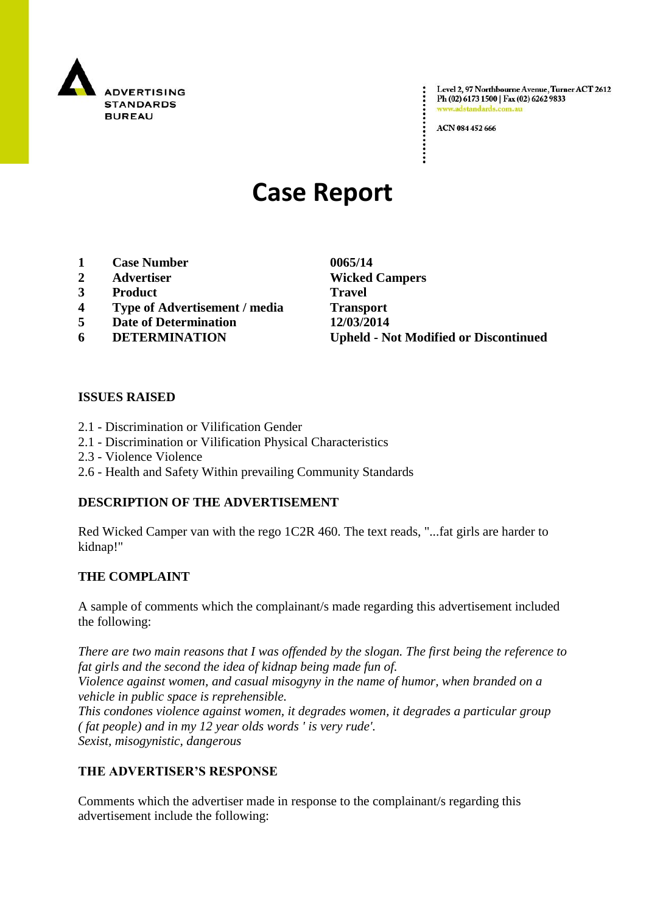ADVERTISING STANDARDS BUREAU

Level 2, 97 Northbourne Avenue, Turner ACT 2612
Ph (02) 6173 1500 | Fax (02) 6262 9833
www.adstandards.com.au

ACN 084 452 666

# Case Report

| | | |
|---|---|---|
| **1** | **Case Number** | **0065/14** |
| **2** | **Advertiser** | **Wicked Campers** |
| **3** | **Product** | **Travel** |
| **4** | **Type of Advertisement / media** | **Transport** |
| **5** | **Date of Determination** | **12/03/2014** |
| **6** | **DETERMINATION** | **Upheld - Not Modified or Discontinued** |

## ISSUES RAISED

2.1 - Discrimination or Vilification Gender
2.1 - Discrimination or Vilification Physical Characteristics
2.3 - Violence Violence
2.6 - Health and Safety Within prevailing Community Standards

## DESCRIPTION OF THE ADVERTISEMENT

Red Wicked Camper van with the rego 1C2R 460. The text reads, "...fat girls are harder to kidnap!"

## THE COMPLAINT

A sample of comments which the complainant/s made regarding this advertisement included the following:

*There are two main reasons that I was offended by the slogan. The first being the reference to fat girls and the second the idea of kidnap being made fun of.*
*Violence against women, and casual misogyny in the name of humor, when branded on a vehicle in public space is reprehensible.*
*This condones violence against women, it degrades women, it degrades a particular group ( fat people) and in my 12 year olds words ' is very rude'.*
*Sexist, misogynistic, dangerous*

## THE ADVERTISER'S RESPONSE

Comments which the advertiser made in response to the complainant/s regarding this advertisement include the following: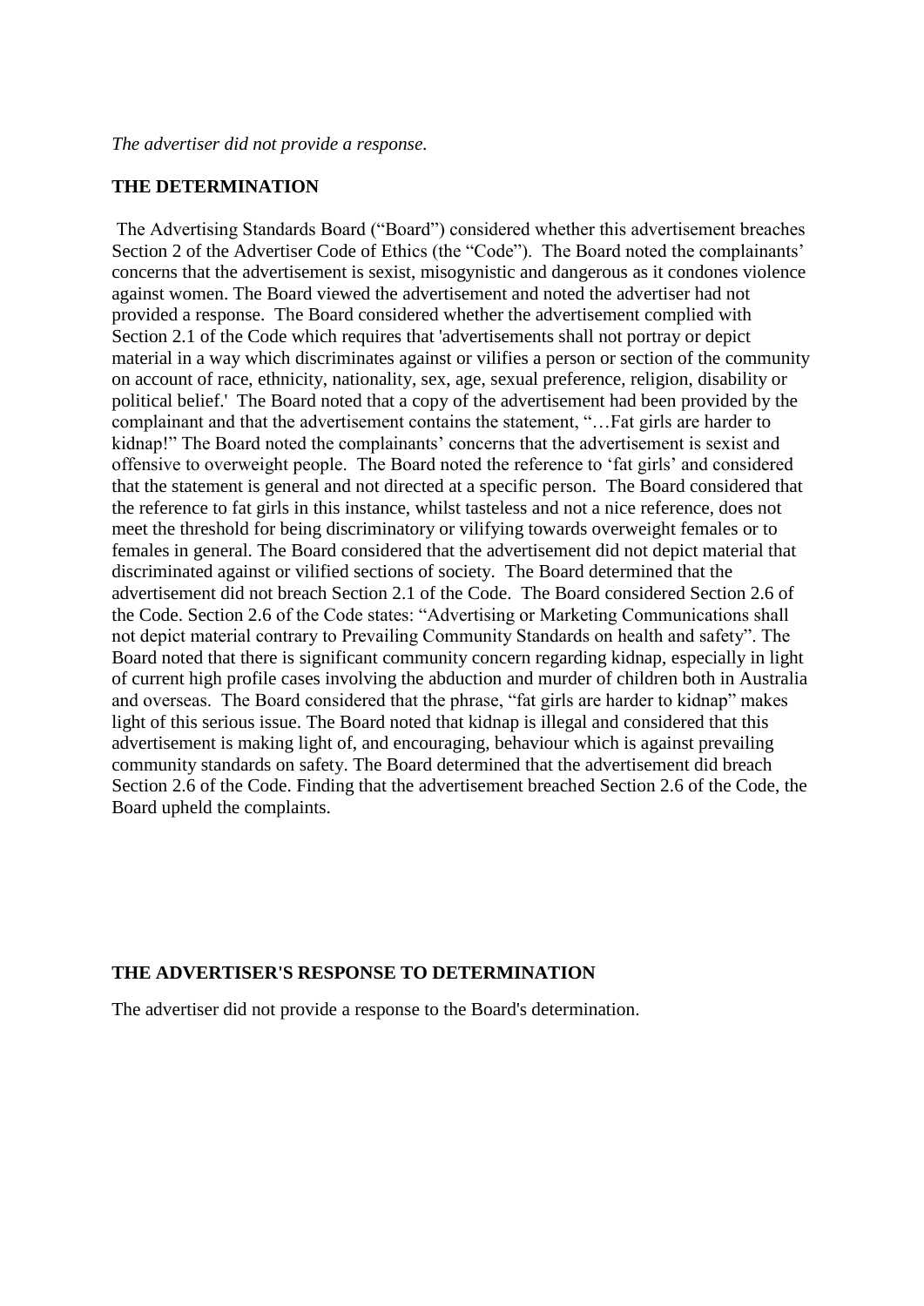*The advertiser did not provide a response.*

**THE DETERMINATION**

The Advertising Standards Board ("Board") considered whether this advertisement breaches Section 2 of the Advertiser Code of Ethics (the "Code"). The Board noted the complainants' concerns that the advertisement is sexist, misogynistic and dangerous as it condones violence against women. The Board viewed the advertisement and noted the advertiser had not provided a response. The Board considered whether the advertisement complied with Section 2.1 of the Code which requires that 'advertisements shall not portray or depict material in a way which discriminates against or vilifies a person or section of the community on account of race, ethnicity, nationality, sex, age, sexual preference, religion, disability or political belief.' The Board noted that a copy of the advertisement had been provided by the complainant and that the advertisement contains the statement, "…Fat girls are harder to kidnap!" The Board noted the complainants' concerns that the advertisement is sexist and offensive to overweight people. The Board noted the reference to 'fat girls' and considered that the statement is general and not directed at a specific person. The Board considered that the reference to fat girls in this instance, whilst tasteless and not a nice reference, does not meet the threshold for being discriminatory or vilifying towards overweight females or to females in general. The Board considered that the advertisement did not depict material that discriminated against or vilified sections of society. The Board determined that the advertisement did not breach Section 2.1 of the Code. The Board considered Section 2.6 of the Code. Section 2.6 of the Code states: "Advertising or Marketing Communications shall not depict material contrary to Prevailing Community Standards on health and safety". The Board noted that there is significant community concern regarding kidnap, especially in light of current high profile cases involving the abduction and murder of children both in Australia and overseas. The Board considered that the phrase, "fat girls are harder to kidnap" makes light of this serious issue. The Board noted that kidnap is illegal and considered that this advertisement is making light of, and encouraging, behaviour which is against prevailing community standards on safety. The Board determined that the advertisement did breach Section 2.6 of the Code. Finding that the advertisement breached Section 2.6 of the Code, the Board upheld the complaints.

**THE ADVERTISER'S RESPONSE TO DETERMINATION**

The advertiser did not provide a response to the Board's determination.